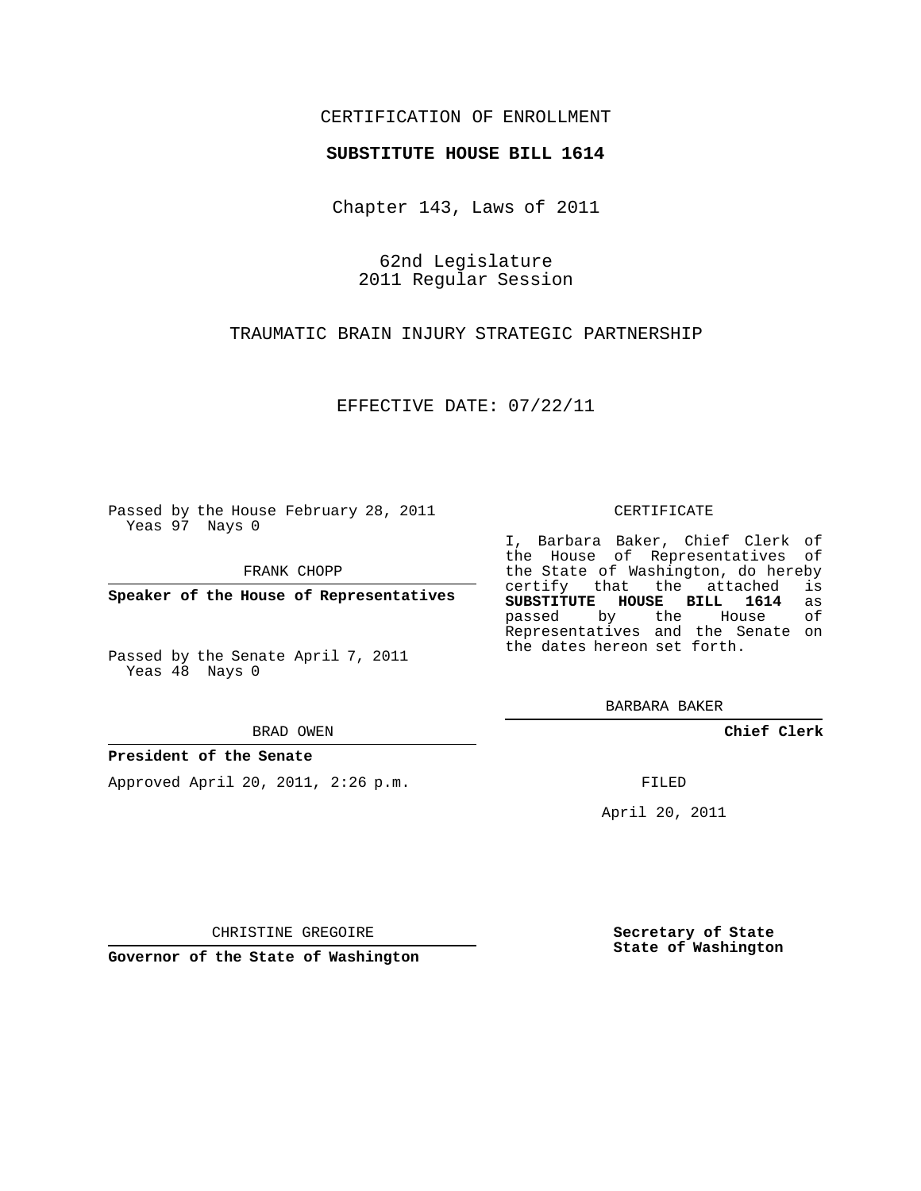CERTIFICATION OF ENROLLMENT

**SUBSTITUTE HOUSE BILL 1614**

Chapter 143, Laws of 2011

62nd Legislature
2011 Regular Session

TRAUMATIC BRAIN INJURY STRATEGIC PARTNERSHIP

EFFECTIVE DATE: 07/22/11

Passed by the House February 28, 2011
Yeas 97 Nays 0

FRANK CHOPP

**Speaker of the House of Representatives**

Passed by the Senate April 7, 2011
Yeas 48 Nays 0

BRAD OWEN

**President of the Senate**

Approved April 20, 2011, 2:26 p.m.

CHRISTINE GREGOIRE

**Governor of the State of Washington**

CERTIFICATE

I, Barbara Baker, Chief Clerk of the House of Representatives of the State of Washington, do hereby certify that the attached is **SUBSTITUTE HOUSE BILL 1614** as passed by the House of Representatives and the Senate on the dates hereon set forth.

BARBARA BAKER

**Chief Clerk**

FILED

April 20, 2011

**Secretary of State**
**State of Washington**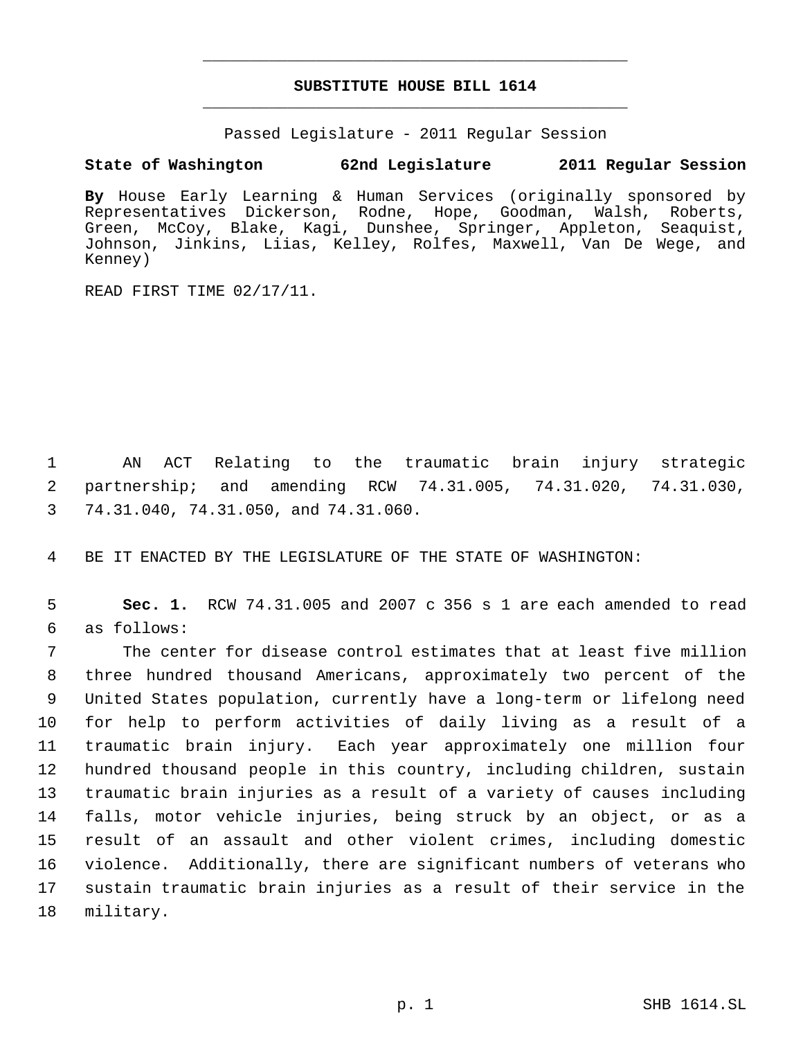# SUBSTITUTE HOUSE BILL 1614

Passed Legislature - 2011 Regular Session

**State of Washington 62nd Legislature 2011 Regular Session**

**By** House Early Learning & Human Services (originally sponsored by Representatives Dickerson, Rodne, Hope, Goodman, Walsh, Roberts, Green, McCoy, Blake, Kagi, Dunshee, Springer, Appleton, Seaquist, Johnson, Jinkins, Liias, Kelley, Rolfes, Maxwell, Van De Wege, and Kenney)

READ FIRST TIME 02/17/11.

1 AN ACT Relating to the traumatic brain injury strategic
2 partnership; and amending RCW 74.31.005, 74.31.020, 74.31.030,
3 74.31.040, 74.31.050, and 74.31.060.

4 BE IT ENACTED BY THE LEGISLATURE OF THE STATE OF WASHINGTON:

5 **Sec. 1.** RCW 74.31.005 and 2007 c 356 s 1 are each amended to read
6 as follows:

7 The center for disease control estimates that at least five million
8 three hundred thousand Americans, approximately two percent of the
9 United States population, currently have a long-term or lifelong need
10 for help to perform activities of daily living as a result of a
11 traumatic brain injury. Each year approximately one million four
12 hundred thousand people in this country, including children, sustain
13 traumatic brain injuries as a result of a variety of causes including
14 falls, motor vehicle injuries, being struck by an object, or as a
15 result of an assault and other violent crimes, including domestic
16 violence. Additionally, there are significant numbers of veterans who
17 sustain traumatic brain injuries as a result of their service in the
18 military.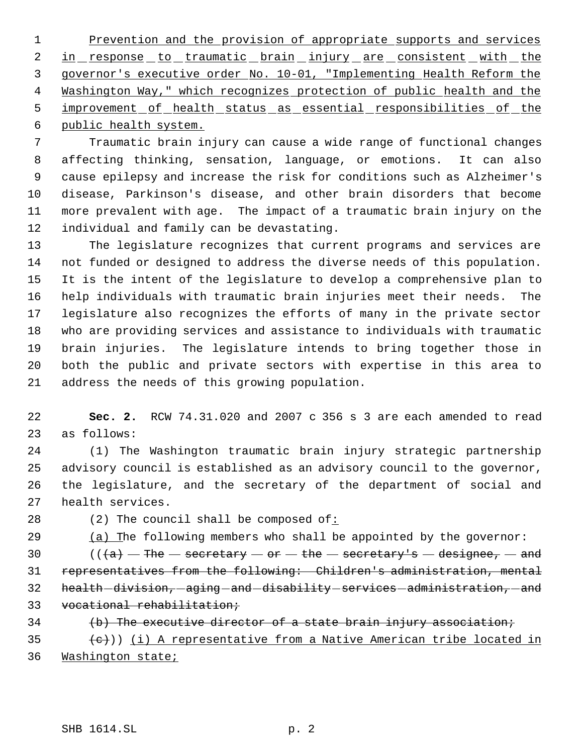Prevention and the provision of appropriate supports and services in response to traumatic brain injury are consistent with the governor's executive order No. 10-01, "Implementing Health Reform the Washington Way," which recognizes protection of public health and the improvement of health status as essential responsibilities of the public health system.

Traumatic brain injury can cause a wide range of functional changes affecting thinking, sensation, language, or emotions. It can also cause epilepsy and increase the risk for conditions such as Alzheimer's disease, Parkinson's disease, and other brain disorders that become more prevalent with age. The impact of a traumatic brain injury on the individual and family can be devastating.

The legislature recognizes that current programs and services are not funded or designed to address the diverse needs of this population. It is the intent of the legislature to develop a comprehensive plan to help individuals with traumatic brain injuries meet their needs. The legislature also recognizes the efforts of many in the private sector who are providing services and assistance to individuals with traumatic brain injuries. The legislature intends to bring together those in both the public and private sectors with expertise in this area to address the needs of this growing population.

**Sec. 2.** RCW 74.31.020 and 2007 c 356 s 3 are each amended to read as follows:

(1) The Washington traumatic brain injury strategic partnership advisory council is established as an advisory council to the governor, the legislature, and the secretary of the department of social and health services.

(2) The council shall be composed of:

(a) The following members who shall be appointed by the governor:

(((a) The secretary or the secretary's designee, and representatives from the following: Children's administration, mental health division, aging and disability services administration, and vocational rehabilitation;

(b) The executive director of a state brain injury association;

(c))) (i) A representative from a Native American tribe located in Washington state;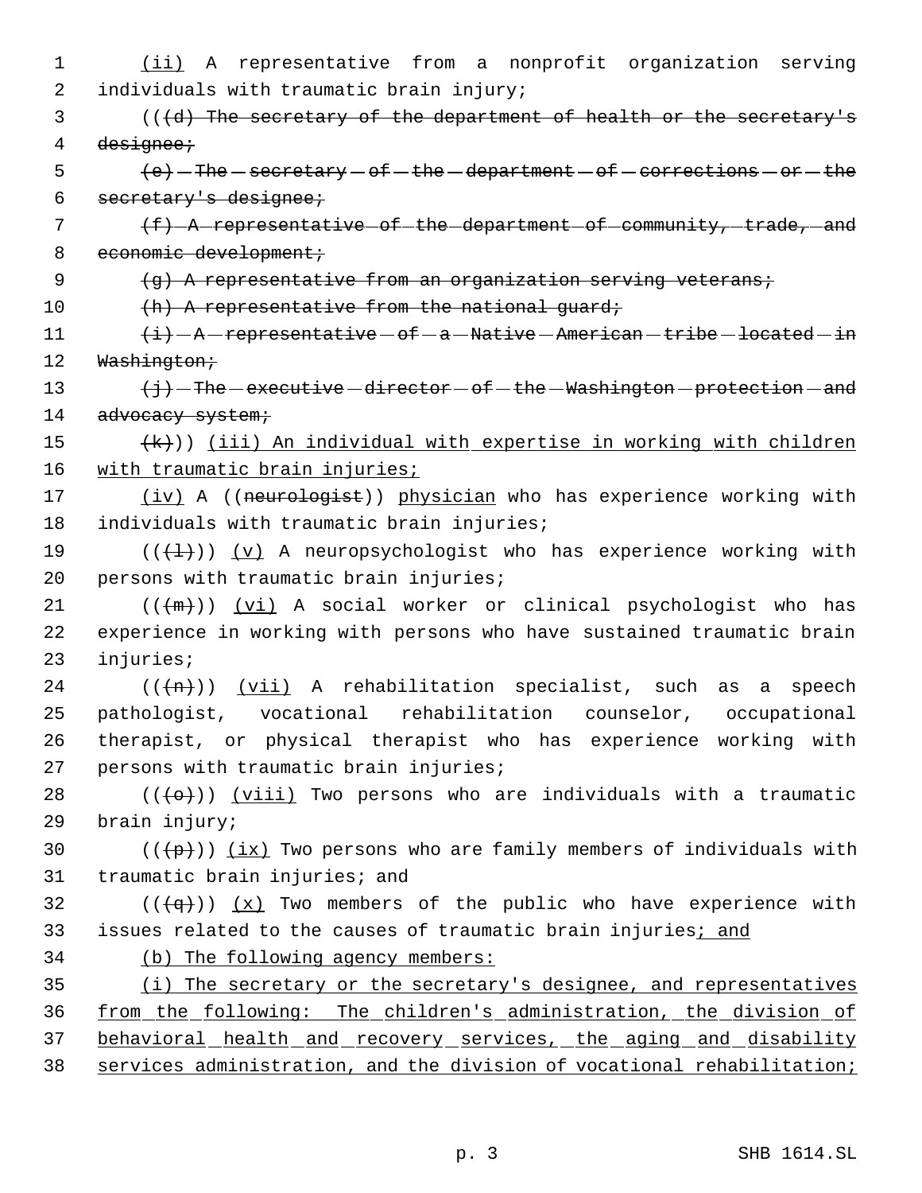(ii) A representative from a nonprofit organization serving individuals with traumatic brain injury;

(((d) The secretary of the department of health or the secretary's designee;

(e) The secretary of the department of corrections or the secretary's designee;

(f) A representative of the department of community, trade, and economic development;

(g) A representative from an organization serving veterans;

(h) A representative from the national guard;

(i) A representative of a Native American tribe located in Washington;

(j) The executive director of the Washington protection and advocacy system;

(k))) (iii) An individual with expertise in working with children with traumatic brain injuries;

(iv) A ((neurologist)) physician who has experience working with individuals with traumatic brain injuries;

(((l))) (v) A neuropsychologist who has experience working with persons with traumatic brain injuries;

(((m))) (vi) A social worker or clinical psychologist who has experience in working with persons who have sustained traumatic brain injuries;

(((n))) (vii) A rehabilitation specialist, such as a speech pathologist, vocational rehabilitation counselor, occupational therapist, or physical therapist who has experience working with persons with traumatic brain injuries;

(((o))) (viii) Two persons who are individuals with a traumatic brain injury;

(((p))) (ix) Two persons who are family members of individuals with traumatic brain injuries; and

(((q))) (x) Two members of the public who have experience with issues related to the causes of traumatic brain injuries; and

(b) The following agency members:

(i) The secretary or the secretary's designee, and representatives from the following: The children's administration, the division of behavioral health and recovery services, the aging and disability services administration, and the division of vocational rehabilitation;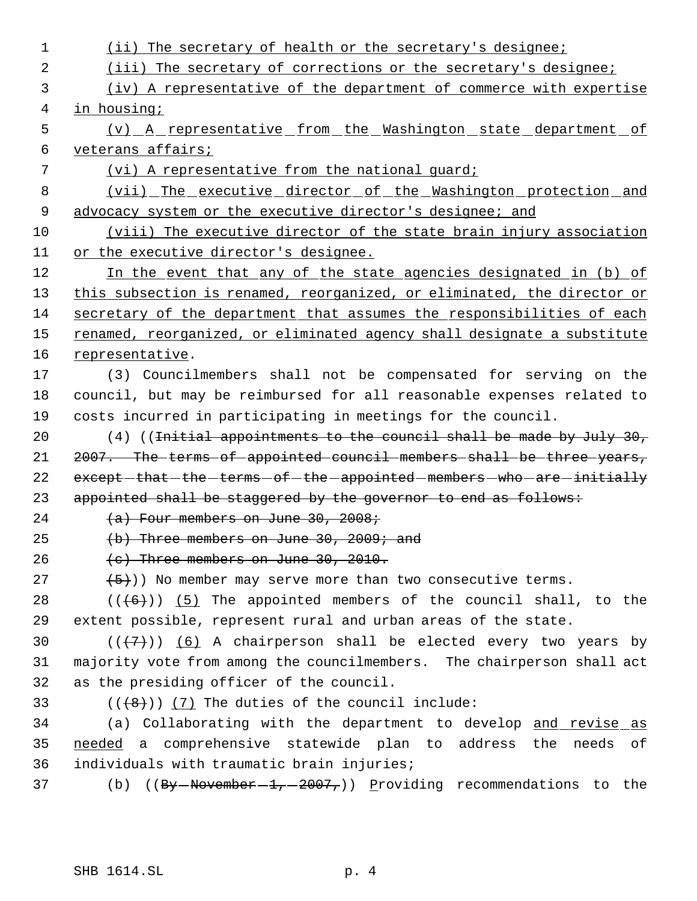(ii) The secretary of health or the secretary's designee;

(iii) The secretary of corrections or the secretary's designee;

(iv) A representative of the department of commerce with expertise in housing;

(v) A representative from the Washington state department of veterans affairs;

(vi) A representative from the national guard;

(vii) The executive director of the Washington protection and advocacy system or the executive director's designee; and

(viii) The executive director of the state brain injury association or the executive director's designee.

In the event that any of the state agencies designated in (b) of this subsection is renamed, reorganized, or eliminated, the director or secretary of the department that assumes the responsibilities of each renamed, reorganized, or eliminated agency shall designate a substitute representative.

(3) Councilmembers shall not be compensated for serving on the council, but may be reimbursed for all reasonable expenses related to costs incurred in participating in meetings for the council.

(4) ((~~Initial appointments to the council shall be made by July 30, 2007. The terms of appointed council members shall be three years, except that the terms of the appointed members who are initially appointed shall be staggered by the governor to end as follows:~~

~~(a) Four members on June 30, 2008;~~

~~(b) Three members on June 30, 2009; and~~

~~(c) Three members on June 30, 2010.~~

~~(5)~~)) No member may serve more than two consecutive terms.

((~~(6)~~)) (5) The appointed members of the council shall, to the extent possible, represent rural and urban areas of the state.

((~~(7)~~)) (6) A chairperson shall be elected every two years by majority vote from among the councilmembers. The chairperson shall act as the presiding officer of the council.

((~~(8)~~)) (7) The duties of the council include:

(a) Collaborating with the department to develop and revise as needed a comprehensive statewide plan to address the needs of individuals with traumatic brain injuries;

(b) ((~~By November 1, 2007,~~)) Providing recommendations to the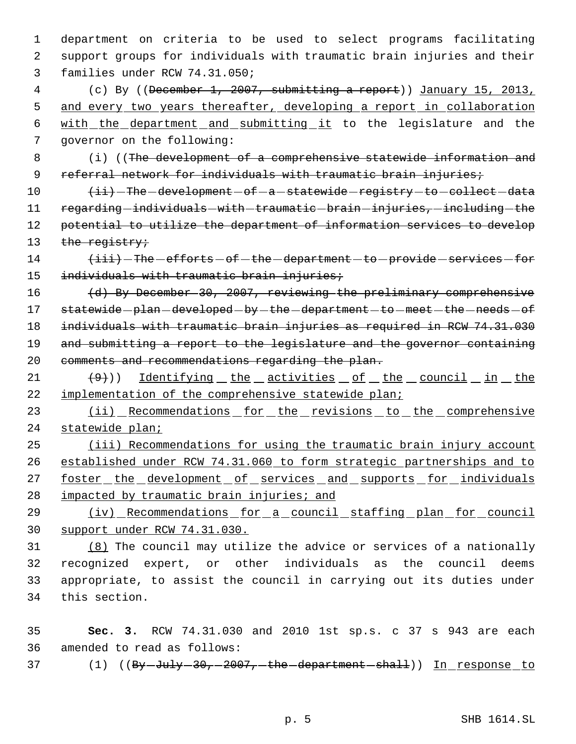department on criteria to be used to select programs facilitating support groups for individuals with traumatic brain injuries and their families under RCW 74.31.050;

(c) By ((~~December 1, 2007, submitting a report~~)) January 15, 2013, and every two years thereafter, developing a report in collaboration with the department and submitting it to the legislature and the governor on the following:

(i) ((~~The development of a comprehensive statewide information and referral network for individuals with traumatic brain injuries;~~

~~(ii) The development of a statewide registry to collect data regarding individuals with traumatic brain injuries, including the potential to utilize the department of information services to develop the registry;~~

~~(iii) The efforts of the department to provide services for individuals with traumatic brain injuries;~~

~~(d) By December 30, 2007, reviewing the preliminary comprehensive statewide plan developed by the department to meet the needs of individuals with traumatic brain injuries as required in RCW 74.31.030 and submitting a report to the legislature and the governor containing comments and recommendations regarding the plan.~~

~~(9)~~)) Identifying the activities of the council in the implementation of the comprehensive statewide plan;

(ii) Recommendations for the revisions to the comprehensive statewide plan;

(iii) Recommendations for using the traumatic brain injury account established under RCW 74.31.060 to form strategic partnerships and to foster the development of services and supports for individuals impacted by traumatic brain injuries; and

(iv) Recommendations for a council staffing plan for council support under RCW 74.31.030.

(8) The council may utilize the advice or services of a nationally recognized expert, or other individuals as the council deems appropriate, to assist the council in carrying out its duties under this section.

**Sec. 3.** RCW 74.31.030 and 2010 1st sp.s. c 37 s 943 are each amended to read as follows:

(1) ((~~By July 30, 2007, the department shall~~)) In response to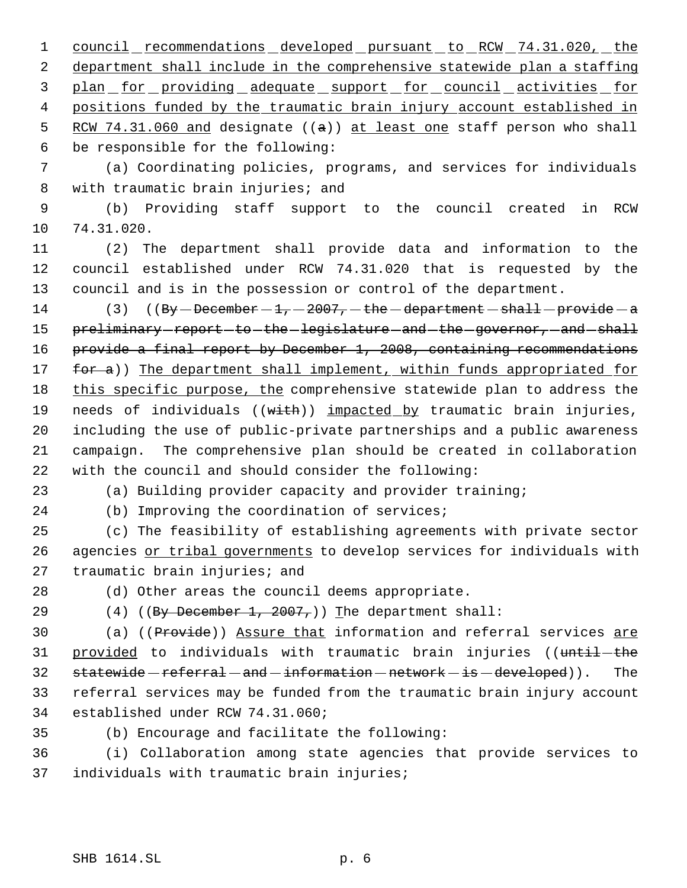council recommendations developed pursuant to RCW 74.31.020, the department shall include in the comprehensive statewide plan a staffing plan for providing adequate support for council activities for positions funded by the traumatic brain injury account established in RCW 74.31.060 and designate ((a)) at least one staff person who shall be responsible for the following:

(a) Coordinating policies, programs, and services for individuals with traumatic brain injuries; and

(b) Providing staff support to the council created in RCW 74.31.020.

(2) The department shall provide data and information to the council established under RCW 74.31.020 that is requested by the council and is in the possession or control of the department.

(3) ((By December 1, 2007, the department shall provide a preliminary report to the legislature and the governor, and shall provide a final report by December 1, 2008, containing recommendations for a)) The department shall implement, within funds appropriated for this specific purpose, the comprehensive statewide plan to address the needs of individuals ((with)) impacted by traumatic brain injuries, including the use of public-private partnerships and a public awareness campaign. The comprehensive plan should be created in collaboration with the council and should consider the following:

(a) Building provider capacity and provider training;

(b) Improving the coordination of services;

(c) The feasibility of establishing agreements with private sector agencies or tribal governments to develop services for individuals with traumatic brain injuries; and

(d) Other areas the council deems appropriate.

(4) ((By December 1, 2007,)) The department shall:

(a) ((Provide)) Assure that information and referral services are provided to individuals with traumatic brain injuries ((until the statewide referral and information network is developed)). The referral services may be funded from the traumatic brain injury account established under RCW 74.31.060;

(b) Encourage and facilitate the following:

(i) Collaboration among state agencies that provide services to individuals with traumatic brain injuries;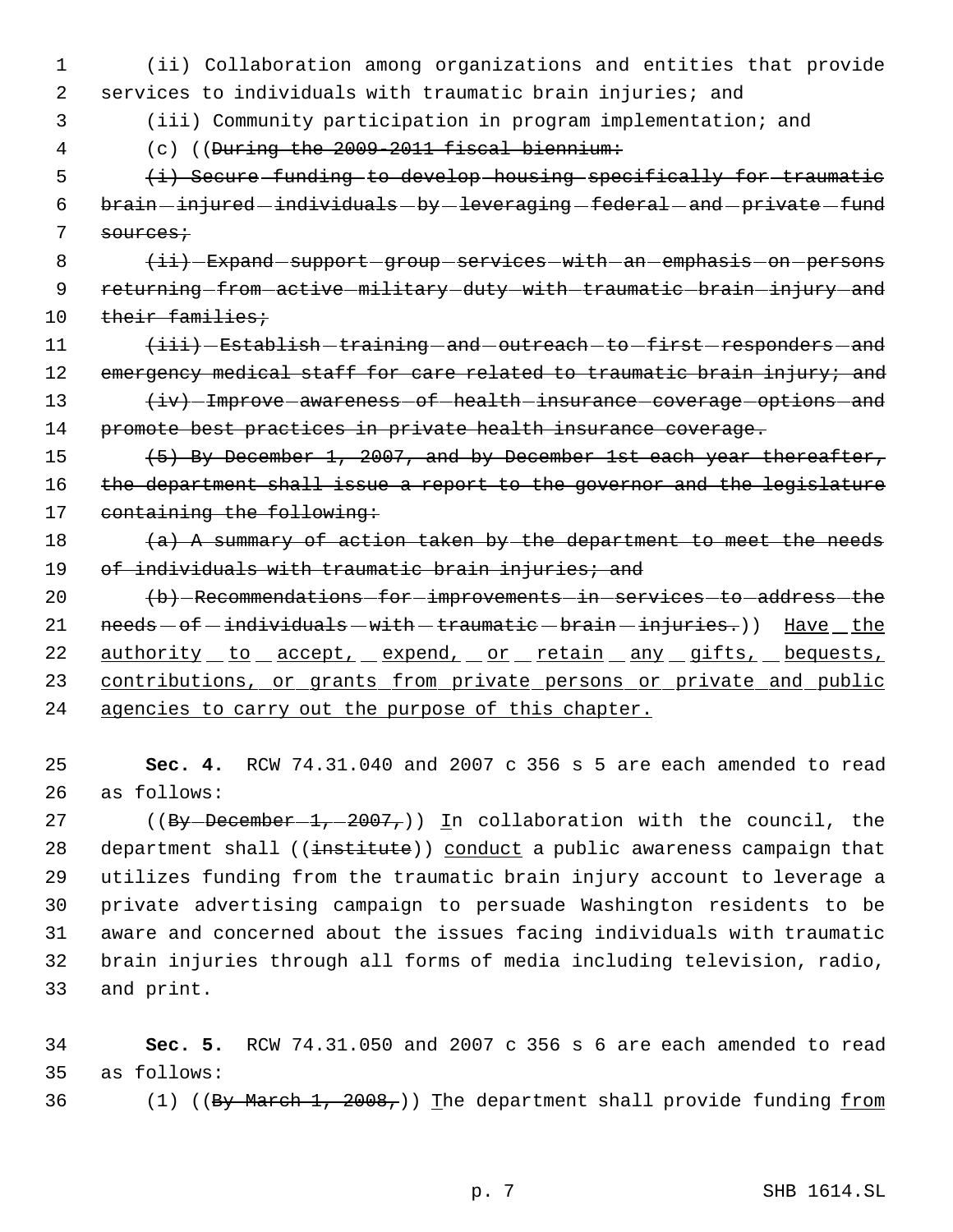(ii) Collaboration among organizations and entities that provide services to individuals with traumatic brain injuries; and

(iii) Community participation in program implementation; and

(c) ((~~During the 2009-2011 fiscal biennium:~~

~~(i) Secure funding to develop housing specifically for traumatic brain injured individuals by leveraging federal and private fund sources;~~

~~(ii) Expand support group services with an emphasis on persons returning from active military duty with traumatic brain injury and their families;~~

~~(iii) Establish training and outreach to first responders and emergency medical staff for care related to traumatic brain injury; and~~

~~(iv) Improve awareness of health insurance coverage options and promote best practices in private health insurance coverage.~~

~~(5) By December 1, 2007, and by December 1st each year thereafter, the department shall issue a report to the governor and the legislature containing the following:~~

~~(a) A summary of action taken by the department to meet the needs of individuals with traumatic brain injuries; and~~

~~(b) Recommendations for improvements in services to address the needs of individuals with traumatic brain injuries.~~)) <u>Have the authority to accept, expend, or retain any gifts, bequests, contributions, or grants from private persons or private and public agencies to carry out the purpose of this chapter.</u>

**Sec. 4.** RCW 74.31.040 and 2007 c 356 s 5 are each amended to read as follows:

((~~By December 1, 2007,~~)) <u>I</u>n collaboration with the council, the department shall ((~~institute~~)) <u>conduct</u> a public awareness campaign that utilizes funding from the traumatic brain injury account to leverage a private advertising campaign to persuade Washington residents to be aware and concerned about the issues facing individuals with traumatic brain injuries through all forms of media including television, radio, and print.

**Sec. 5.** RCW 74.31.050 and 2007 c 356 s 6 are each amended to read as follows:

(1) ((~~By March 1, 2008,~~)) <u>T</u>he department shall provide funding <u>from</u>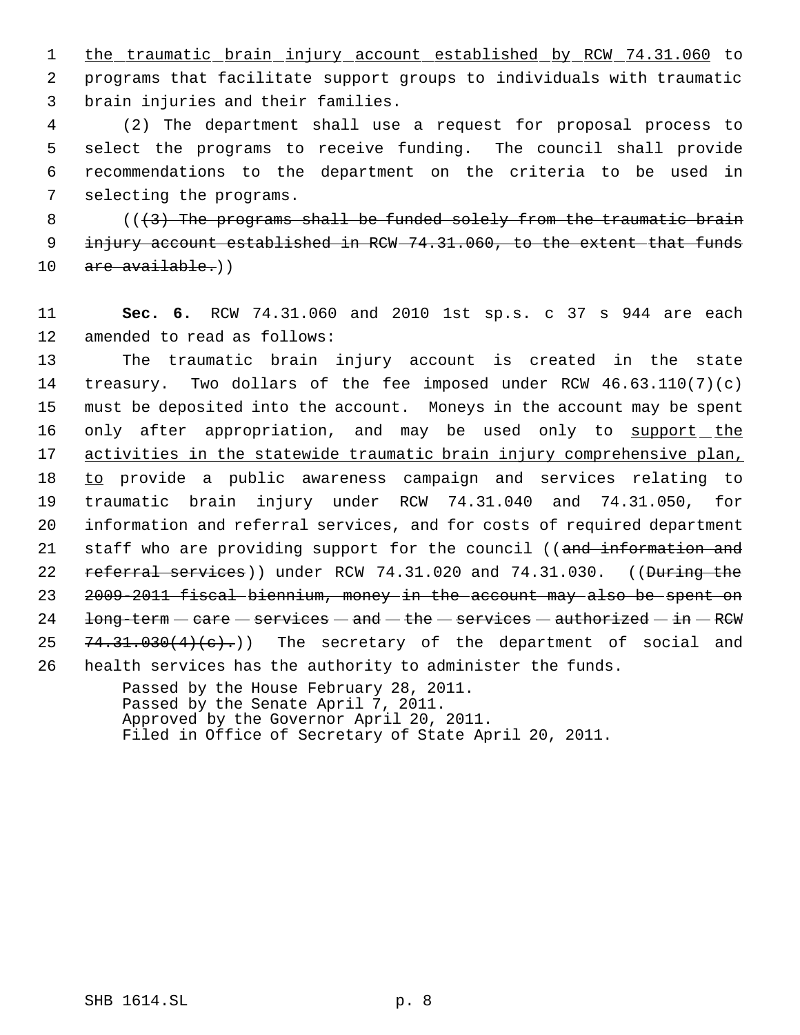the traumatic brain injury account established by RCW 74.31.060 to programs that facilitate support groups to individuals with traumatic brain injuries and their families.

(2) The department shall use a request for proposal process to select the programs to receive funding. The council shall provide recommendations to the department on the criteria to be used in selecting the programs.

(((3) The programs shall be funded solely from the traumatic brain injury account established in RCW 74.31.060, to the extent that funds are available.))

**Sec. 6.** RCW 74.31.060 and 2010 1st sp.s. c 37 s 944 are each amended to read as follows:

The traumatic brain injury account is created in the state treasury. Two dollars of the fee imposed under RCW 46.63.110(7)(c) must be deposited into the account. Moneys in the account may be spent only after appropriation, and may be used only to support the activities in the statewide traumatic brain injury comprehensive plan, to provide a public awareness campaign and services relating to traumatic brain injury under RCW 74.31.040 and 74.31.050, for information and referral services, and for costs of required department staff who are providing support for the council ((and information and referral services)) under RCW 74.31.020 and 74.31.030. ((During the 2009-2011 fiscal biennium, money in the account may also be spent on long-term care services and the services authorized in RCW 74.31.030(4)(c).)) The secretary of the department of social and health services has the authority to administer the funds.

Passed by the House February 28, 2011.
Passed by the Senate April 7, 2011.
Approved by the Governor April 20, 2011.
Filed in Office of Secretary of State April 20, 2011.